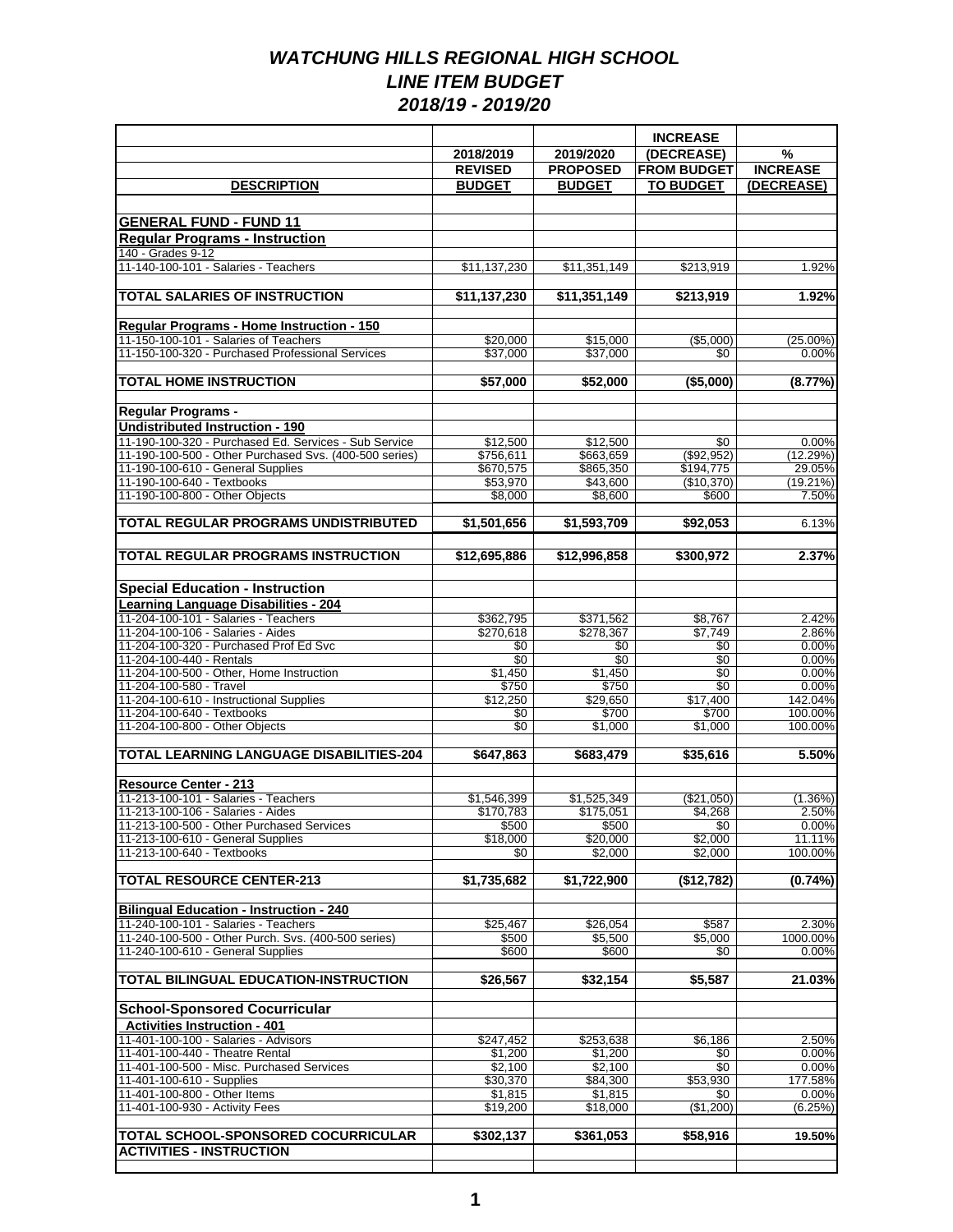# WATCHUNG HILLS REGIONAL HIGH SCHOOL
## LINE ITEM BUDGET
## 2018/19 - 2019/20

| DESCRIPTION | 2018/2019 REVISED BUDGET | 2019/2020 PROPOSED BUDGET | INCREASE (DECREASE) FROM BUDGET TO BUDGET | % INCREASE (DECREASE) |
|---|---|---|---|---|
| **GENERAL FUND - FUND 11** | | | | |
| **Regular Programs - Instruction** | | | | |
| 140 - Grades 9-12 | | | | |
| 11-140-100-101 - Salaries - Teachers | $11,137,230 | $11,351,149 | $213,919 | 1.92% |
| **TOTAL SALARIES OF INSTRUCTION** | **$11,137,230** | **$11,351,149** | **$213,919** | **1.92%** |
| **Regular Programs - Home Instruction - 150** | | | | |
| 11-150-100-101 - Salaries of Teachers | $20,000 | $15,000 | ($5,000) | (25.00%) |
| 11-150-100-320 - Purchased Professional Services | $37,000 | $37,000 | $0 | 0.00% |
| **TOTAL HOME INSTRUCTION** | **$57,000** | **$52,000** | **($5,000)** | **(8.77%)** |
| **Regular Programs -** | | | | |
| **Undistributed Instruction - 190** | | | | |
| 11-190-100-320 - Purchased Ed. Services - Sub Service | $12,500 | $12,500 | $0 | 0.00% |
| 11-190-100-500 - Other Purchased Svs. (400-500 series) | $756,611 | $663,659 | ($92,952) | (12.29%) |
| 11-190-100-610 - General Supplies | $670,575 | $865,350 | $194,775 | 29.05% |
| 11-190-100-640 - Textbooks | $53,970 | $43,600 | ($10,370) | (19.21%) |
| 11-190-100-800 - Other Objects | $8,000 | $8,600 | $600 | 7.50% |
| **TOTAL REGULAR PROGRAMS UNDISTRIBUTED** | **$1,501,656** | **$1,593,709** | **$92,053** | 6.13% |
| **TOTAL REGULAR PROGRAMS INSTRUCTION** | **$12,695,886** | **$12,996,858** | **$300,972** | **2.37%** |
| **Special Education - Instruction** | | | | |
| **Learning Language Disabilities - 204** | | | | |
| 11-204-100-101 - Salaries - Teachers | $362,795 | $371,562 | $8,767 | 2.42% |
| 11-204-100-106 - Salaries - Aides | $270,618 | $278,367 | $7,749 | 2.86% |
| 11-204-100-320 - Purchased Prof Ed Svc | $0 | $0 | $0 | 0.00% |
| 11-204-100-440 - Rentals | $0 | $0 | $0 | 0.00% |
| 11-204-100-500 - Other, Home Instruction | $1,450 | $1,450 | $0 | 0.00% |
| 11-204-100-580 - Travel | $750 | $750 | $0 | 0.00% |
| 11-204-100-610 - Instructional Supplies | $12,250 | $29,650 | $17,400 | 142.04% |
| 11-204-100-640 - Textbooks | $0 | $700 | $700 | 100.00% |
| 11-204-100-800 - Other Objects | $0 | $1,000 | $1,000 | 100.00% |
| **TOTAL LEARNING LANGUAGE DISABILITIES-204** | **$647,863** | **$683,479** | **$35,616** | **5.50%** |
| **Resource Center - 213** | | | | |
| 11-213-100-101 - Salaries - Teachers | $1,546,399 | $1,525,349 | ($21,050) | (1.36%) |
| 11-213-100-106 - Salaries - Aides | $170,783 | $175,051 | $4,268 | 2.50% |
| 11-213-100-500 - Other Purchased Services | $500 | $500 | $0 | 0.00% |
| 11-213-100-610 - General Supplies | $18,000 | $20,000 | $2,000 | 11.11% |
| 11-213-100-640 - Textbooks | $0 | $2,000 | $2,000 | 100.00% |
| **TOTAL RESOURCE CENTER-213** | **$1,735,682** | **$1,722,900** | **($12,782)** | **(0.74%)** |
| **Bilingual Education - Instruction - 240** | | | | |
| 11-240-100-101 - Salaries - Teachers | $25,467 | $26,054 | $587 | 2.30% |
| 11-240-100-500 - Other Purch. Svs. (400-500 series) | $500 | $5,500 | $5,000 | 1000.00% |
| 11-240-100-610 - General Supplies | $600 | $600 | $0 | 0.00% |
| **TOTAL BILINGUAL EDUCATION-INSTRUCTION** | **$26,567** | **$32,154** | **$5,587** | **21.03%** |
| **School-Sponsored Cocurricular** | | | | |
| **Activities Instruction - 401** | | | | |
| 11-401-100-100 - Salaries - Advisors | $247,452 | $253,638 | $6,186 | 2.50% |
| 11-401-100-440 - Theatre Rental | $1,200 | $1,200 | $0 | 0.00% |
| 11-401-100-500 - Misc. Purchased Services | $2,100 | $2,100 | $0 | 0.00% |
| 11-401-100-610 - Supplies | $30,370 | $84,300 | $53,930 | 177.58% |
| 11-401-100-800 - Other Items | $1,815 | $1,815 | $0 | 0.00% |
| 11-401-100-930 - Activity Fees | $19,200 | $18,000 | ($1,200) | (6.25%) |
| **TOTAL SCHOOL-SPONSORED COCURRICULAR ACTIVITIES - INSTRUCTION** | **$302,137** | **$361,053** | **$58,916** | **19.50%** |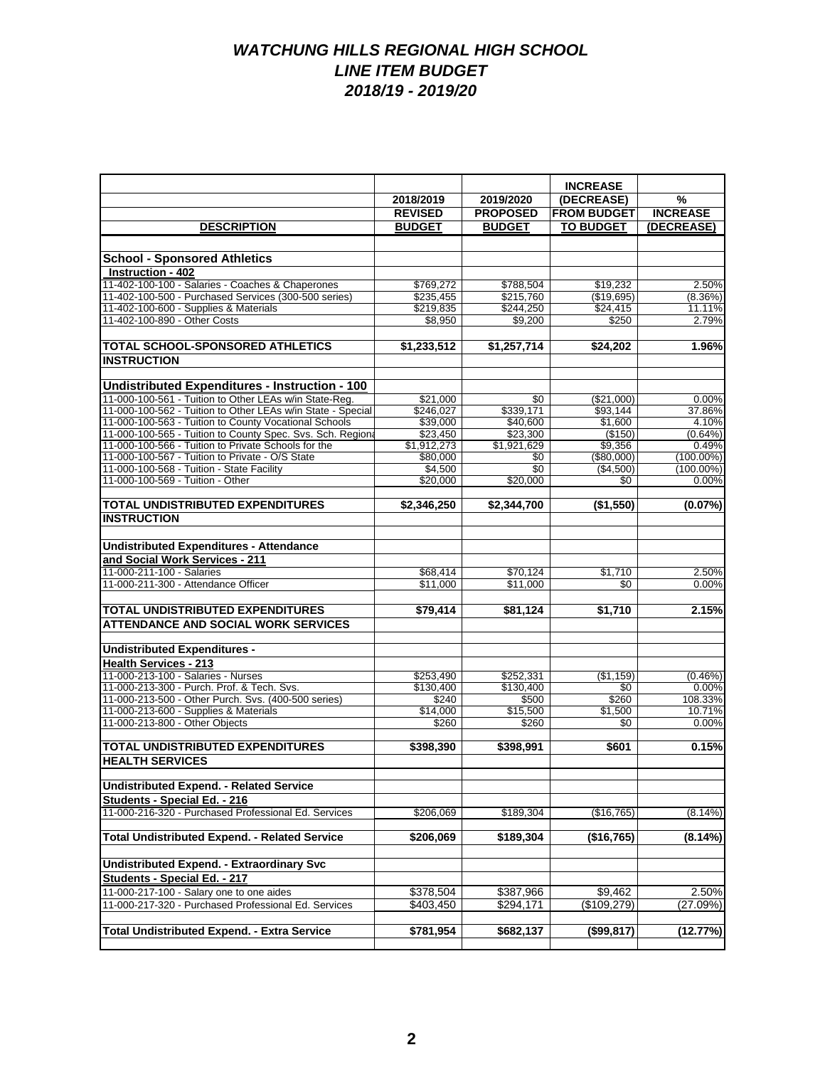# WATCHUNG HILLS REGIONAL HIGH SCHOOL
## LINE ITEM BUDGET
## 2018/19 - 2019/20

| DESCRIPTION | 2018/2019 REVISED BUDGET | 2019/2020 PROPOSED BUDGET | INCREASE (DECREASE) FROM BUDGET TO BUDGET | % INCREASE (DECREASE) |
|---|---|---|---|---|
| **School - Sponsored Athletics** | | | | |
| **Instruction - 402** | | | | |
| 11-402-100-100 - Salaries - Coaches & Chaperones | $769,272 | $788,504 | $19,232 | 2.50% |
| 11-402-100-500 - Purchased Services (300-500 series) | $235,455 | $215,760 | ($19,695) | (8.36%) |
| 11-402-100-600 - Supplies & Materials | $219,835 | $244,250 | $24,415 | 11.11% |
| 11-402-100-890 - Other Costs | $8,950 | $9,200 | $250 | 2.79% |
| **TOTAL SCHOOL-SPONSORED ATHLETICS INSTRUCTION** | **$1,233,512** | **$1,257,714** | **$24,202** | **1.96%** |
| **Undistributed Expenditures - Instruction - 100** | | | | |
| 11-000-100-561 - Tuition to Other LEAs w/in State-Reg. | $21,000 | $0 | ($21,000) | 0.00% |
| 11-000-100-562 - Tuition to Other LEAs w/in State - Special | $246,027 | $339,171 | $93,144 | 37.86% |
| 11-000-100-563 - Tuition to County Vocational Schools | $39,000 | $40,600 | $1,600 | 4.10% |
| 11-000-100-565 - Tuition to County Spec. Svs. Sch. Regiona | $23,450 | $23,300 | ($150) | (0.64%) |
| 11-000-100-566 - Tuition to Private Schools for the | $1,912,273 | $1,921,629 | $9,356 | 0.49% |
| 11-000-100-567 - Tuition to Private - O/S State | $80,000 | $0 | ($80,000) | (100.00%) |
| 11-000-100-568 - Tuition - State Facility | $4,500 | $0 | ($4,500) | (100.00%) |
| 11-000-100-569 - Tuition - Other | $20,000 | $20,000 | $0 | 0.00% |
| **TOTAL UNDISTRIBUTED EXPENDITURES INSTRUCTION** | **$2,346,250** | **$2,344,700** | **($1,550)** | **(0.07%)** |
| **Undistributed Expenditures - Attendance and Social Work Services - 211** | | | | |
| 11-000-211-100 - Salaries | $68,414 | $70,124 | $1,710 | 2.50% |
| 11-000-211-300 - Attendance Officer | $11,000 | $11,000 | $0 | 0.00% |
| **TOTAL UNDISTRIBUTED EXPENDITURES ATTENDANCE AND SOCIAL WORK SERVICES** | **$79,414** | **$81,124** | **$1,710** | **2.15%** |
| **Undistributed Expenditures - Health Services - 213** | | | | |
| 11-000-213-100 - Salaries - Nurses | $253,490 | $252,331 | ($1,159) | (0.46%) |
| 11-000-213-300 - Purch. Prof. & Tech. Svs. | $130,400 | $130,400 | $0 | 0.00% |
| 11-000-213-500 - Other Purch. Svs. (400-500 series) | $240 | $500 | $260 | 108.33% |
| 11-000-213-600 - Supplies & Materials | $14,000 | $15,500 | $1,500 | 10.71% |
| 11-000-213-800 - Other Objects | $260 | $260 | $0 | 0.00% |
| **TOTAL UNDISTRIBUTED EXPENDITURES HEALTH SERVICES** | **$398,390** | **$398,991** | **$601** | **0.15%** |
| **Undistributed Expend. - Related Service Students - Special Ed. - 216** | | | | |
| 11-000-216-320 - Purchased Professional Ed. Services | $206,069 | $189,304 | ($16,765) | (8.14%) |
| **Total Undistributed Expend. - Related Service** | **$206,069** | **$189,304** | **($16,765)** | **(8.14%)** |
| **Undistributed Expend. - Extraordinary Svc Students - Special Ed. - 217** | | | | |
| 11-000-217-100 - Salary one to one aides | $378,504 | $387,966 | $9,462 | 2.50% |
| 11-000-217-320 - Purchased Professional Ed. Services | $403,450 | $294,171 | ($109,279) | (27.09%) |
| **Total Undistributed Expend. - Extra Service** | **$781,954** | **$682,137** | **($99,817)** | **(12.77%)** |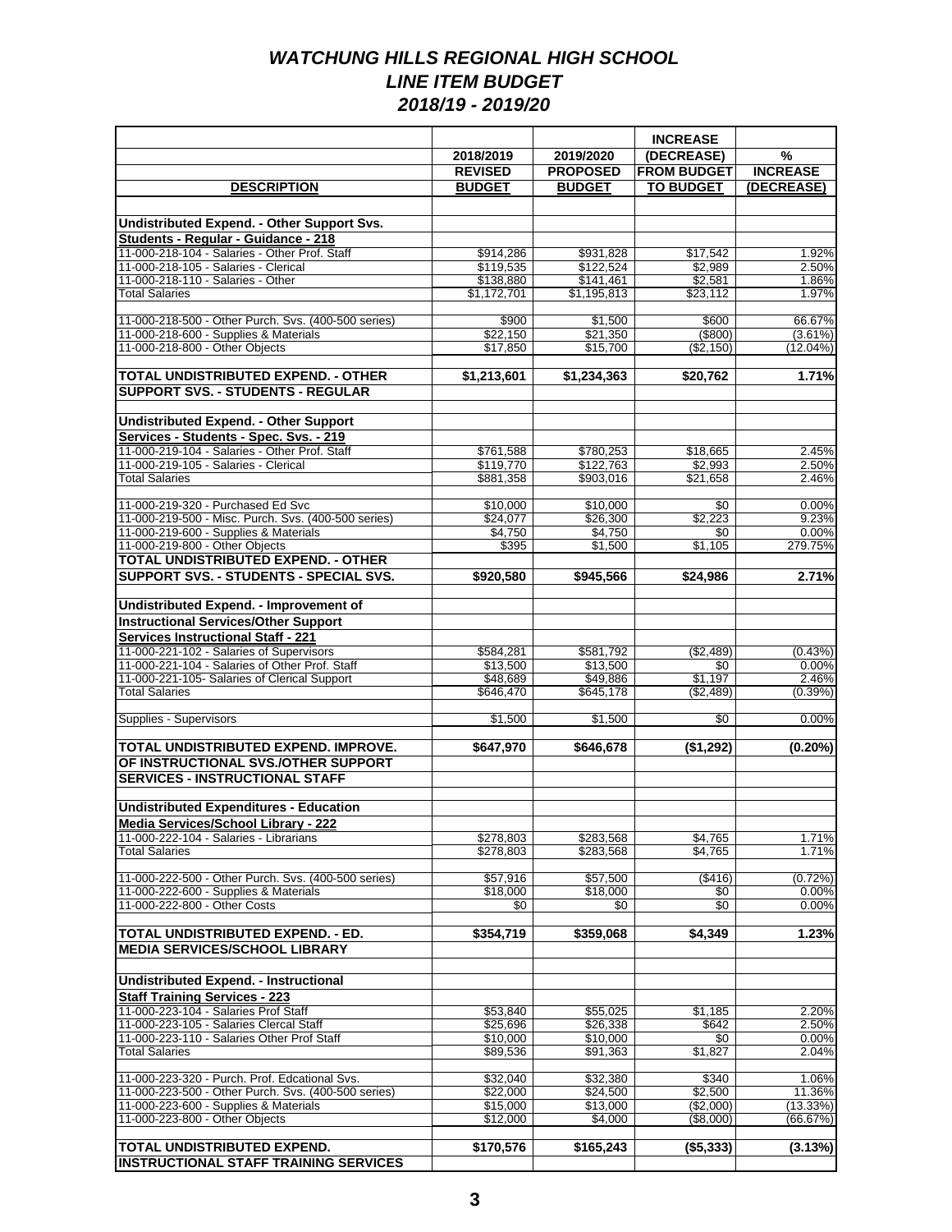# *WATCHUNG HILLS REGIONAL HIGH SCHOOL*
# *LINE ITEM BUDGET*
## *2018/19 - 2019/20*

| DESCRIPTION | 2018/2019 REVISED BUDGET | 2019/2020 PROPOSED BUDGET | INCREASE (DECREASE) FROM BUDGET TO BUDGET | % INCREASE (DECREASE) |
|---|---|---|---|---|
| **Undistributed Expend. - Other Support Svs.** | | | | |
| **Students - Regular - Guidance - 218** | | | | |
| 11-000-218-104 - Salaries - Other Prof. Staff | $914,286 | $931,828 | $17,542 | 1.92% |
| 11-000-218-105 - Salaries - Clerical | $119,535 | $122,524 | $2,989 | 2.50% |
| 11-000-218-110 - Salaries - Other | $138,880 | $141,461 | $2,581 | 1.86% |
| Total Salaries | $1,172,701 | $1,195,813 | $23,112 | 1.97% |
| 11-000-218-500 - Other Purch. Svs. (400-500 series) | $900 | $1,500 | $600 | 66.67% |
| 11-000-218-600 - Supplies & Materials | $22,150 | $21,350 | ($800) | (3.61%) |
| 11-000-218-800 - Other Objects | $17,850 | $15,700 | ($2,150) | (12.04%) |
| **TOTAL UNDISTRIBUTED EXPEND. - OTHER SUPPORT SVS. - STUDENTS - REGULAR** | **$1,213,601** | **$1,234,363** | **$20,762** | **1.71%** |
| **Undistributed Expend. - Other Support** | | | | |
| **Services - Students - Spec. Svs. - 219** | | | | |
| 11-000-219-104 - Salaries - Other Prof. Staff | $761,588 | $780,253 | $18,665 | 2.45% |
| 11-000-219-105 - Salaries - Clerical | $119,770 | $122,763 | $2,993 | 2.50% |
| Total Salaries | $881,358 | $903,016 | $21,658 | 2.46% |
| 11-000-219-320 - Purchased Ed Svc | $10,000 | $10,000 | $0 | 0.00% |
| 11-000-219-500 - Misc. Purch. Svs. (400-500 series) | $24,077 | $26,300 | $2,223 | 9.23% |
| 11-000-219-600 - Supplies & Materials | $4,750 | $4,750 | $0 | 0.00% |
| 11-000-219-800 - Other Objects | $395 | $1,500 | $1,105 | 279.75% |
| **TOTAL UNDISTRIBUTED EXPEND. - OTHER SUPPORT SVS. - STUDENTS - SPECIAL SVS.** | **$920,580** | **$945,566** | **$24,986** | **2.71%** |
| **Undistributed Expend. - Improvement of** | | | | |
| **Instructional Services/Other Support** | | | | |
| **Services Instructional Staff - 221** | | | | |
| 11-000-221-102 - Salaries of Supervisors | $584,281 | $581,792 | ($2,489) | (0.43%) |
| 11-000-221-104 - Salaries of Other Prof. Staff | $13,500 | $13,500 | $0 | 0.00% |
| 11-000-221-105- Salaries of Clerical Support | $48,689 | $49,886 | $1,197 | 2.46% |
| Total Salaries | $646,470 | $645,178 | ($2,489) | (0.39%) |
| Supplies - Supervisors | $1,500 | $1,500 | $0 | 0.00% |
| **TOTAL UNDISTRIBUTED EXPEND. IMPROVE. OF INSTRUCTIONAL SVS./OTHER SUPPORT SERVICES - INSTRUCTIONAL STAFF** | **$647,970** | **$646,678** | **($1,292)** | **(0.20%)** |
| **Undistributed Expenditures - Education** | | | | |
| **Media Services/School Library - 222** | | | | |
| 11-000-222-104 - Salaries - Librarians | $278,803 | $283,568 | $4,765 | 1.71% |
| Total Salaries | $278,803 | $283,568 | $4,765 | 1.71% |
| 11-000-222-500 - Other Purch. Svs. (400-500 series) | $57,916 | $57,500 | ($416) | (0.72%) |
| 11-000-222-600 - Supplies & Materials | $18,000 | $18,000 | $0 | 0.00% |
| 11-000-222-800 - Other Costs | $0 | $0 | $0 | 0.00% |
| **TOTAL UNDISTRIBUTED EXPEND. - ED. MEDIA SERVICES/SCHOOL LIBRARY** | **$354,719** | **$359,068** | **$4,349** | **1.23%** |
| **Undistributed Expend. - Instructional** | | | | |
| **Staff Training Services - 223** | | | | |
| 11-000-223-104 - Salaries Prof Staff | $53,840 | $55,025 | $1,185 | 2.20% |
| 11-000-223-105 - Salaries Clercal Staff | $25,696 | $26,338 | $642 | 2.50% |
| 11-000-223-110 - Salaries Other Prof Staff | $10,000 | $10,000 | $0 | 0.00% |
| Total Salaries | $89,536 | $91,363 | $1,827 | 2.04% |
| 11-000-223-320 - Purch. Prof. Edcational Svs. | $32,040 | $32,380 | $340 | 1.06% |
| 11-000-223-500 - Other Purch. Svs. (400-500 series) | $22,000 | $24,500 | $2,500 | 11.36% |
| 11-000-223-600 - Supplies & Materials | $15,000 | $13,000 | ($2,000) | (13.33%) |
| 11-000-223-800 - Other Objects | $12,000 | $4,000 | ($8,000) | (66.67%) |
| **TOTAL UNDISTRIBUTED EXPEND. INSTRUCTIONAL STAFF TRAINING SERVICES** | **$170,576** | **$165,243** | **($5,333)** | **(3.13%)** |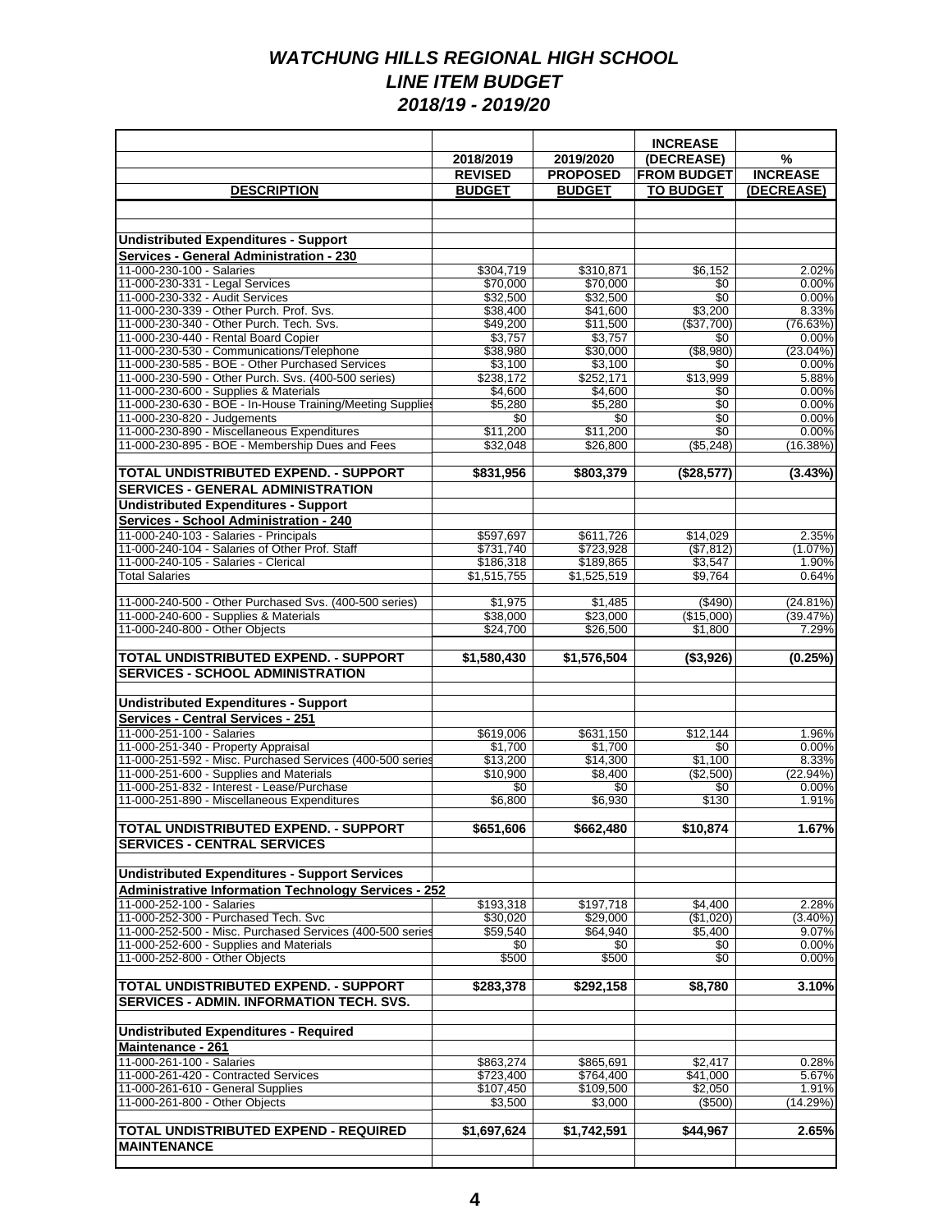# *WATCHUNG HILLS REGIONAL HIGH SCHOOL*
## *LINE ITEM BUDGET*
## *2018/19 - 2019/20*

| DESCRIPTION | 2018/2019 REVISED BUDGET | 2019/2020 PROPOSED BUDGET | INCREASE (DECREASE) FROM BUDGET TO BUDGET | % INCREASE (DECREASE) |
|---|---|---|---|---|
| | | | | |
| **Undistributed Expenditures - Support** | | | | |
| **Services - General Administration - 230** | | | | |
| 11-000-230-100 - Salaries | $304,719 | $310,871 | $6,152 | 2.02% |
| 11-000-230-331 - Legal Services | $70,000 | $70,000 | $0 | 0.00% |
| 11-000-230-332 - Audit Services | $32,500 | $32,500 | $0 | 0.00% |
| 11-000-230-339 - Other Purch. Prof. Svs. | $38,400 | $41,600 | $3,200 | 8.33% |
| 11-000-230-340 - Other Purch. Tech. Svs. | $49,200 | $11,500 | ($37,700) | (76.63%) |
| 11-000-230-440 - Rental Board Copier | $3,757 | $3,757 | $0 | 0.00% |
| 11-000-230-530 - Communications/Telephone | $38,980 | $30,000 | ($8,980) | (23.04%) |
| 11-000-230-585 - BOE - Other Purchased Services | $3,100 | $3,100 | $0 | 0.00% |
| 11-000-230-590 - Other Purch. Svs. (400-500 series) | $238,172 | $252,171 | $13,999 | 5.88% |
| 11-000-230-600 - Supplies & Materials | $4,600 | $4,600 | $0 | 0.00% |
| 11-000-230-630 - BOE - In-House Training/Meeting Supplies | $5,280 | $5,280 | $0 | 0.00% |
| 11-000-230-820 - Judgements | $0 | $0 | $0 | 0.00% |
| 11-000-230-890 - Miscellaneous Expenditures | $11,200 | $11,200 | $0 | 0.00% |
| 11-000-230-895 - BOE - Membership Dues and Fees | $32,048 | $26,800 | ($5,248) | (16.38%) |
| **TOTAL UNDISTRIBUTED EXPEND. - SUPPORT SERVICES - GENERAL ADMINISTRATION** | **$831,956** | **$803,379** | **($28,577)** | **(3.43%)** |
| **Undistributed Expenditures - Support** | | | | |
| **Services - School Administration - 240** | | | | |
| 11-000-240-103 - Salaries - Principals | $597,697 | $611,726 | $14,029 | 2.35% |
| 11-000-240-104 - Salaries of Other Prof. Staff | $731,740 | $723,928 | ($7,812) | (1.07%) |
| 11-000-240-105 - Salaries - Clerical | $186,318 | $189,865 | $3,547 | 1.90% |
| Total Salaries | $1,515,755 | $1,525,519 | $9,764 | 0.64% |
| 11-000-240-500 - Other Purchased Svs. (400-500 series) | $1,975 | $1,485 | ($490) | (24.81%) |
| 11-000-240-600 - Supplies & Materials | $38,000 | $23,000 | ($15,000) | (39.47%) |
| 11-000-240-800 - Other Objects | $24,700 | $26,500 | $1,800 | 7.29% |
| **TOTAL UNDISTRIBUTED EXPEND. - SUPPORT SERVICES - SCHOOL ADMINISTRATION** | **$1,580,430** | **$1,576,504** | **($3,926)** | **(0.25%)** |
| **Undistributed Expenditures - Support** | | | | |
| **Services - Central Services - 251** | | | | |
| 11-000-251-100 - Salaries | $619,006 | $631,150 | $12,144 | 1.96% |
| 11-000-251-340 - Property Appraisal | $1,700 | $1,700 | $0 | 0.00% |
| 11-000-251-592 - Misc. Purchased Services (400-500 series | $13,200 | $14,300 | $1,100 | 8.33% |
| 11-000-251-600 - Supplies and Materials | $10,900 | $8,400 | ($2,500) | (22.94%) |
| 11-000-251-832 - Interest - Lease/Purchase | $0 | $0 | $0 | 0.00% |
| 11-000-251-890 - Miscellaneous Expenditures | $6,800 | $6,930 | $130 | 1.91% |
| **TOTAL UNDISTRIBUTED EXPEND. - SUPPORT SERVICES - CENTRAL SERVICES** | **$651,606** | **$662,480** | **$10,874** | **1.67%** |
| **Undistributed Expenditures - Support Services** | | | | |
| **Administrative Information Technology Services - 252** | | | | |
| 11-000-252-100 - Salaries | $193,318 | $197,718 | $4,400 | 2.28% |
| 11-000-252-300 - Purchased Tech. Svc | $30,020 | $29,000 | ($1,020) | (3.40%) |
| 11-000-252-500 - Misc. Purchased Services (400-500 series | $59,540 | $64,940 | $5,400 | 9.07% |
| 11-000-252-600 - Supplies and Materials | $0 | $0 | $0 | 0.00% |
| 11-000-252-800 - Other Objects | $500 | $500 | $0 | 0.00% |
| **TOTAL UNDISTRIBUTED EXPEND. - SUPPORT SERVICES - ADMIN. INFORMATION TECH. SVS.** | **$283,378** | **$292,158** | **$8,780** | **3.10%** |
| **Undistributed Expenditures - Required** | | | | |
| **Maintenance - 261** | | | | |
| 11-000-261-100 - Salaries | $863,274 | $865,691 | $2,417 | 0.28% |
| 11-000-261-420 - Contracted Services | $723,400 | $764,400 | $41,000 | 5.67% |
| 11-000-261-610 - General Supplies | $107,450 | $109,500 | $2,050 | 1.91% |
| 11-000-261-800 - Other Objects | $3,500 | $3,000 | ($500) | (14.29%) |
| **TOTAL UNDISTRIBUTED EXPEND - REQUIRED MAINTENANCE** | **$1,697,624** | **$1,742,591** | **$44,967** | **2.65%** |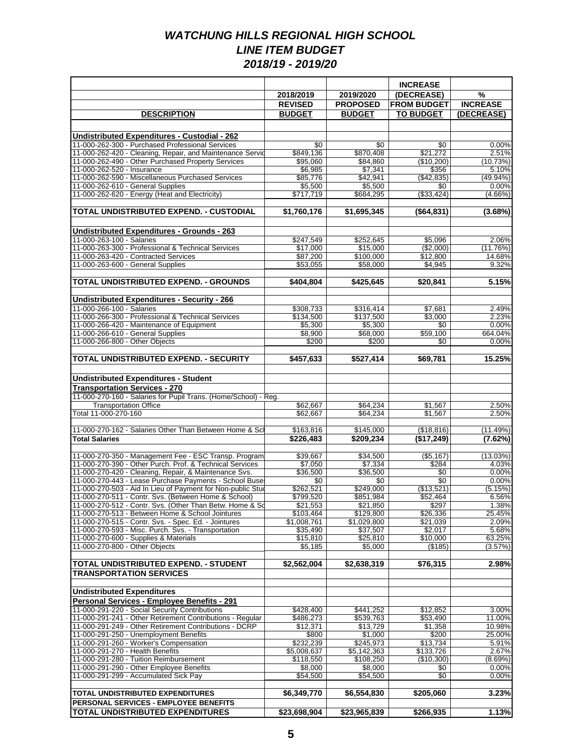# *WATCHUNG HILLS REGIONAL HIGH SCHOOL*
## *LINE ITEM BUDGET*
### *2018/19 - 2019/20*

| DESCRIPTION | 2018/2019 REVISED BUDGET | 2019/2020 PROPOSED BUDGET | INCREASE (DECREASE) FROM BUDGET TO BUDGET | % INCREASE (DECREASE) |
|---|---|---|---|---|
| **Undistributed Expenditures - Custodial - 262** | | | | |
| 11-000-262-300 - Purchased Professional Services | $0 | $0 | $0 | 0.00% |
| 11-000-262-420 - Cleaning, Repair, and Maintenance Servic | $849,136 | $870,408 | $21,272 | 2.51% |
| 11-000-262-490 - Other Purchased Property Services | $95,060 | $84,860 | ($10,200) | (10.73%) |
| 11-000-262-520 - Insurance | $6,985 | $7,341 | $356 | 5.10% |
| 11-000-262-590 - Miscellaneous Purchased Services | $85,776 | $42,941 | ($42,835) | (49.94%) |
| 11-000-262-610 - General Supplies | $5,500 | $5,500 | $0 | 0.00% |
| 11-000-262-620 - Energy (Heat and Electricity) | $717,719 | $684,295 | ($33,424) | (4.66%) |
| **TOTAL UNDISTRIBUTED EXPEND. - CUSTODIAL** | **$1,760,176** | **$1,695,345** | **($64,831)** | **(3.68%)** |
| **Undistributed Expenditures - Grounds - 263** | | | | |
| 11-000-263-100 - Salaries | $247,549 | $252,645 | $5,096 | 2.06% |
| 11-000-263-300 - Professional & Technical Services | $17,000 | $15,000 | ($2,000) | (11.76%) |
| 11-000-263-420 - Contracted Services | $87,200 | $100,000 | $12,800 | 14.68% |
| 11-000-263-600 - General Supplies | $53,055 | $58,000 | $4,945 | 9.32% |
| **TOTAL UNDISTRIBUTED EXPEND. - GROUNDS** | **$404,804** | **$425,645** | **$20,841** | **5.15%** |
| **Undistributed Expenditures - Security - 266** | | | | |
| 11-000-266-100 - Salaries | $308,733 | $316,414 | $7,681 | 2.49% |
| 11-000-266-300 - Professional & Technical Services | $134,500 | $137,500 | $3,000 | 2.23% |
| 11-000-266-420 - Maintenance of Equipment | $5,300 | $5,300 | $0 | 0.00% |
| 11-000-266-610 - General Supplies | $8,900 | $68,000 | $59,100 | 664.04% |
| 11-000-266-800 - Other Objects | $200 | $200 | $0 | 0.00% |
| **TOTAL UNDISTRIBUTED EXPEND. - SECURITY** | **$457,633** | **$527,414** | **$69,781** | **15.25%** |
| **Undistributed Expenditures - Student Transportation Services - 270** | | | | |
| 11-000-270-160 - Salaries for Pupil Trans. (Home/School) - Reg. Transportation Office | $62,667 | $64,234 | $1,567 | 2.50% |
| Total 11-000-270-160 | $62,667 | $64,234 | $1,567 | 2.50% |
| 11-000-270-162 - Salaries Other Than Between Home & Sc | $163,816 | $145,000 | ($18,816) | (11.49%) |
| **Total Salaries** | **$226,483** | **$209,234** | **($17,249)** | **(7.62%)** |
| 11-000-270-350 - Management Fee - ESC Transp. Program | $39,667 | $34,500 | ($5,167) | (13.03%) |
| 11-000-270-390 - Other Purch. Prof. & Technical Services | $7,050 | $7,334 | $284 | 4.03% |
| 11-000-270-420 - Cleaning, Repair, & Maintenance Svs. | $36,500 | $36,500 | $0 | 0.00% |
| 11-000-270-443 - Lease Purchase Payments - School Buses | $0 | $0 | $0 | 0.00% |
| 11-000-270-503 - Aid In Lieu of Payment for Non-public Stud | $262,521 | $249,000 | ($13,521) | (5.15%) |
| 11-000-270-511 - Contr. Svs. (Between Home & School) | $799,520 | $851,984 | $52,464 | 6.56% |
| 11-000-270-512 - Contr. Svs. (Other Than Betw. Home & Sc | $21,553 | $21,850 | $297 | 1.38% |
| 11-000-270-513 - Between Home & School Jointures | $103,464 | $129,800 | $26,336 | 25.45% |
| 11-000-270-515 - Contr. Svs. - Spec. Ed. - Jointures | $1,008,761 | $1,029,800 | $21,039 | 2.09% |
| 11-000-270-593 - Misc. Purch. Svs. - Transportation | $35,490 | $37,507 | $2,017 | 5.68% |
| 11-000-270-600 - Supplies & Materials | $15,810 | $25,810 | $10,000 | 63.25% |
| 11-000-270-800 - Other Objects | $5,185 | $5,000 | ($185) | (3.57%) |
| **TOTAL UNDISTRIBUTED EXPEND. - STUDENT TRANSPORTATION SERVICES** | **$2,562,004** | **$2,638,319** | **$76,315** | **2.98%** |
| **Undistributed Expenditures Personal Services - Employee Benefits - 291** | | | | |
| 11-000-291-220 - Social Security Contributions | $428,400 | $441,252 | $12,852 | 3.00% |
| 11-000-291-241 - Other Retirement Contributions - Regular | $486,273 | $539,763 | $53,490 | 11.00% |
| 11-000-291-249 - Other Retirement Contributions - DCRP | $12,371 | $13,729 | $1,358 | 10.98% |
| 11-000-291-250 - Unemployment Benefits | $800 | $1,000 | $200 | 25.00% |
| 11-000-291-260 - Worker's Compensation | $232,239 | $245,973 | $13,734 | 5.91% |
| 11-000-291-270 - Health Benefits | $5,008,637 | $5,142,363 | $133,726 | 2.67% |
| 11-000-291-280 - Tuition Reimbursement | $118,550 | $108,250 | ($10,300) | (8.69%) |
| 11-000-291-290 - Other Employee Benefits | $8,000 | $8,000 | $0 | 0.00% |
| 11-000-291-299 - Accumulated Sick Pay | $54,500 | $54,500 | $0 | 0.00% |
| **TOTAL UNDISTRIBUTED EXPENDITURES PERSONAL SERVICES - EMPLOYEE BENEFITS** | **$6,349,770** | **$6,554,830** | **$205,060** | **3.23%** |
| **TOTAL UNDISTRIBUTED EXPENDITURES** | **$23,698,904** | **$23,965,839** | **$266,935** | **1.13%** |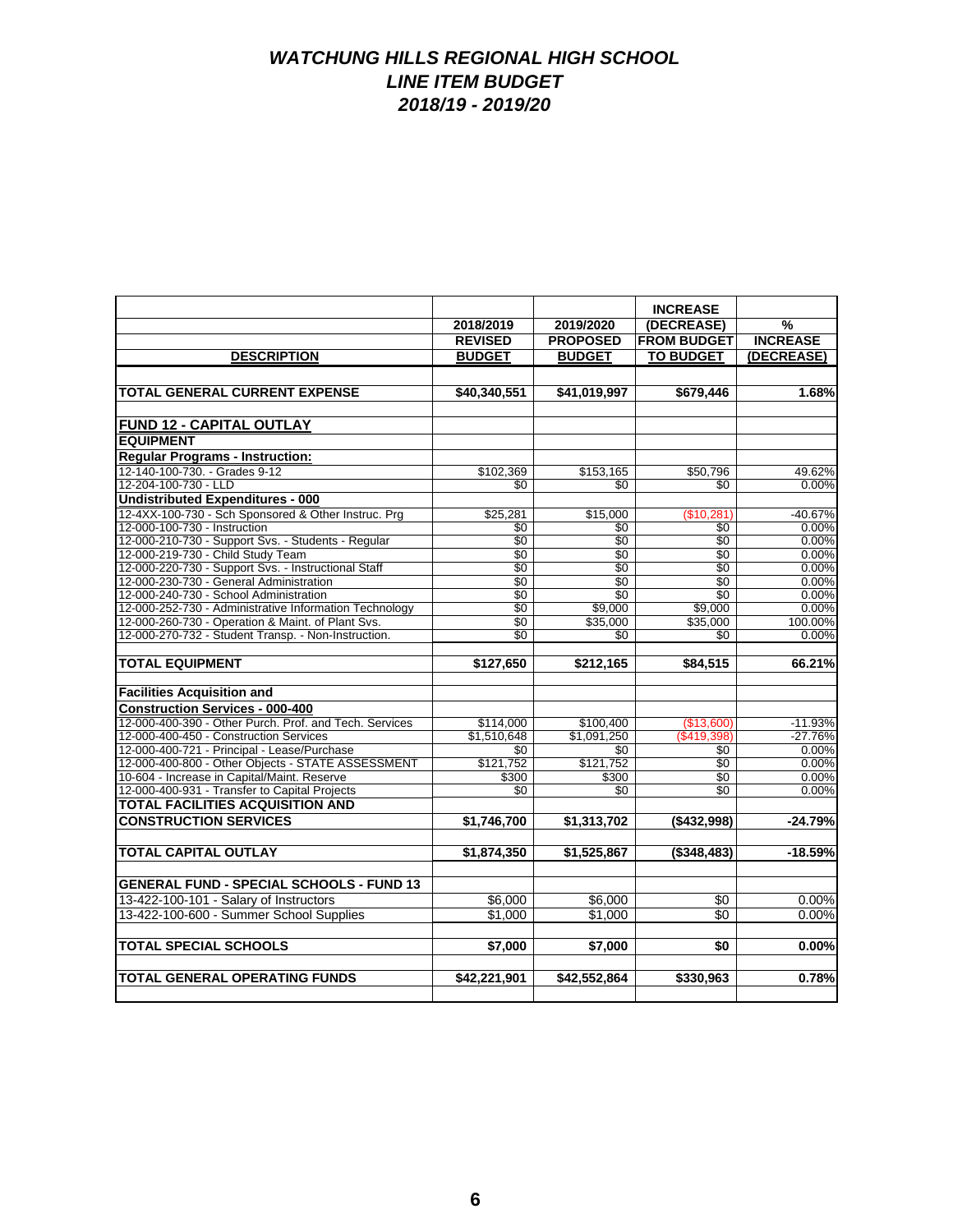# WATCHUNG HILLS REGIONAL HIGH SCHOOL
# LINE ITEM BUDGET
# 2018/19 - 2019/20

| DESCRIPTION | 2018/2019 REVISED BUDGET | 2019/2020 PROPOSED BUDGET | INCREASE (DECREASE) FROM BUDGET TO BUDGET | % INCREASE (DECREASE) |
|---|---|---|---|---|
| **TOTAL GENERAL CURRENT EXPENSE** | **$40,340,551** | **$41,019,997** | **$679,446** | **1.68%** |
| **FUND 12 - CAPITAL OUTLAY** | | | | |
| **EQUIPMENT** | | | | |
| **Regular Programs - Instruction:** | | | | |
| 12-140-100-730. - Grades 9-12 | $102,369 | $153,165 | $50,796 | 49.62% |
| 12-204-100-730 - LLD | $0 | $0 | $0 | 0.00% |
| **Undistributed Expenditures - 000** | | | | |
| 12-4XX-100-730 - Sch Sponsored & Other Instruc. Prg | $25,281 | $15,000 | ($10,281) | -40.67% |
| 12-000-100-730 - Instruction | $0 | $0 | $0 | 0.00% |
| 12-000-210-730 - Support Svs. - Students - Regular | $0 | $0 | $0 | 0.00% |
| 12-000-219-730 - Child Study Team | $0 | $0 | $0 | 0.00% |
| 12-000-220-730 - Support Svs. - Instructional Staff | $0 | $0 | $0 | 0.00% |
| 12-000-230-730 - General Administration | $0 | $0 | $0 | 0.00% |
| 12-000-240-730 - School Administration | $0 | $0 | $0 | 0.00% |
| 12-000-252-730 - Administrative Information Technology | $0 | $9,000 | $9,000 | 0.00% |
| 12-000-260-730 - Operation & Maint. of Plant Svs. | $0 | $35,000 | $35,000 | 100.00% |
| 12-000-270-732 - Student Transp. - Non-Instruction. | $0 | $0 | $0 | 0.00% |
| **TOTAL EQUIPMENT** | **$127,650** | **$212,165** | **$84,515** | **66.21%** |
| **Facilities Acquisition and Construction Services - 000-400** | | | | |
| 12-000-400-390 - Other Purch. Prof. and Tech. Services | $114,000 | $100,400 | ($13,600) | -11.93% |
| 12-000-400-450 - Construction Services | $1,510,648 | $1,091,250 | ($419,398) | -27.76% |
| 12-000-400-721 - Principal - Lease/Purchase | $0 | $0 | $0 | 0.00% |
| 12-000-400-800 - Other Objects - STATE ASSESSMENT | $121,752 | $121,752 | $0 | 0.00% |
| 10-604 - Increase in Capital/Maint. Reserve | $300 | $300 | $0 | 0.00% |
| 12-000-400-931 - Transfer to Capital Projects | $0 | $0 | $0 | 0.00% |
| **TOTAL FACILITIES ACQUISITION AND CONSTRUCTION SERVICES** | **$1,746,700** | **$1,313,702** | **($432,998)** | **-24.79%** |
| **TOTAL CAPITAL OUTLAY** | **$1,874,350** | **$1,525,867** | **($348,483)** | **-18.59%** |
| **GENERAL FUND - SPECIAL SCHOOLS - FUND 13** | | | | |
| 13-422-100-101 - Salary of Instructors | $6,000 | $6,000 | $0 | 0.00% |
| 13-422-100-600 - Summer School Supplies | $1,000 | $1,000 | $0 | 0.00% |
| **TOTAL SPECIAL SCHOOLS** | **$7,000** | **$7,000** | **$0** | **0.00%** |
| **TOTAL GENERAL OPERATING FUNDS** | **$42,221,901** | **$42,552,864** | **$330,963** | **0.78%** |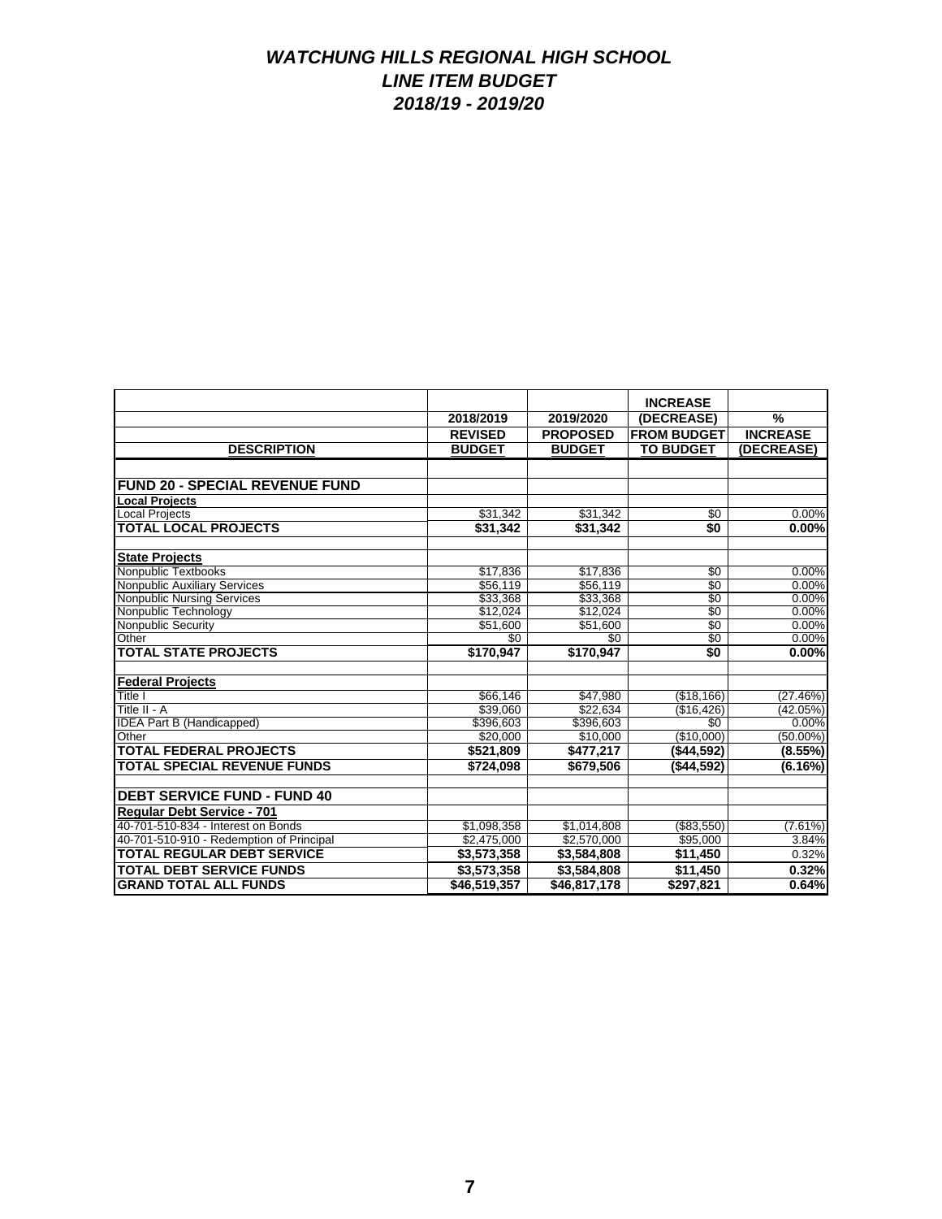# *WATCHUNG HILLS REGIONAL HIGH SCHOOL*
## *LINE ITEM BUDGET*
## *2018/19 - 2019/20*

| DESCRIPTION | 2018/2019 REVISED BUDGET | 2019/2020 PROPOSED BUDGET | INCREASE (DECREASE) FROM BUDGET TO BUDGET | % INCREASE (DECREASE) |
|---|---|---|---|---|
| | | | | |
| **FUND 20 - SPECIAL REVENUE FUND** | | | | |
| **Local Projects** | | | | |
| Local Projects | $31,342 | $31,342 | $0 | 0.00% |
| **TOTAL LOCAL PROJECTS** | **$31,342** | **$31,342** | **$0** | **0.00%** |
| | | | | |
| **State Projects** | | | | |
| Nonpublic Textbooks | $17,836 | $17,836 | $0 | 0.00% |
| Nonpublic Auxiliary Services | $56,119 | $56,119 | $0 | 0.00% |
| Nonpublic Nursing Services | $33,368 | $33,368 | $0 | 0.00% |
| Nonpublic Technology | $12,024 | $12,024 | $0 | 0.00% |
| Nonpublic Security | $51,600 | $51,600 | $0 | 0.00% |
| Other | $0 | $0 | $0 | 0.00% |
| **TOTAL STATE PROJECTS** | **$170,947** | **$170,947** | **$0** | **0.00%** |
| | | | | |
| **Federal Projects** | | | | |
| Title I | $66,146 | $47,980 | ($18,166) | (27.46%) |
| Title II - A | $39,060 | $22,634 | ($16,426) | (42.05%) |
| IDEA Part B (Handicapped) | $396,603 | $396,603 | $0 | 0.00% |
| Other | $20,000 | $10,000 | ($10,000) | (50.00%) |
| **TOTAL FEDERAL PROJECTS** | **$521,809** | **$477,217** | **($44,592)** | **(8.55%)** |
| **TOTAL SPECIAL REVENUE FUNDS** | **$724,098** | **$679,506** | **($44,592)** | **(6.16%)** |
| | | | | |
| **DEBT SERVICE FUND - FUND 40** | | | | |
| **Regular Debt Service - 701** | | | | |
| 40-701-510-834 - Interest on Bonds | $1,098,358 | $1,014,808 | ($83,550) | (7.61%) |
| 40-701-510-910 - Redemption of Principal | $2,475,000 | $2,570,000 | $95,000 | 3.84% |
| **TOTAL REGULAR DEBT SERVICE** | **$3,573,358** | **$3,584,808** | **$11,450** | 0.32% |
| **TOTAL DEBT SERVICE FUNDS** | **$3,573,358** | **$3,584,808** | **$11,450** | **0.32%** |
| **GRAND TOTAL ALL FUNDS** | **$46,519,357** | **$46,817,178** | **$297,821** | **0.64%** |